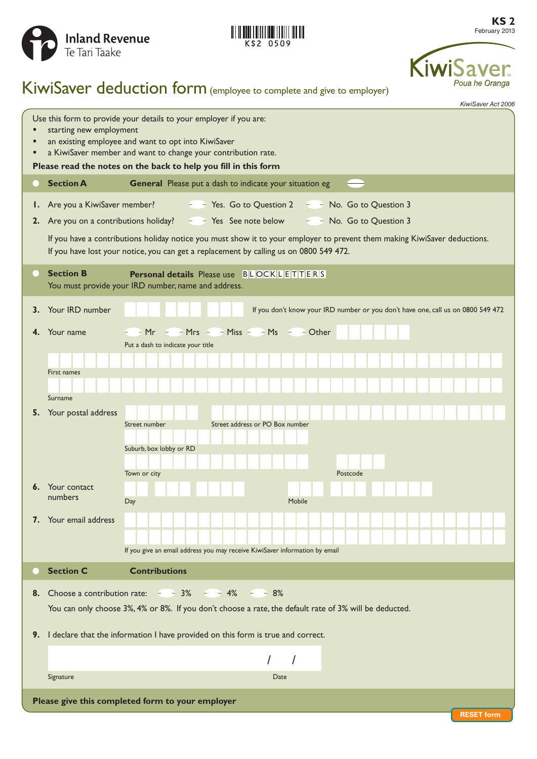Inland Revenue
Te Tari Taake

KS2 0509

**KS 2**
February 2013

KiwiSaver
Poua he Oranga

# KiwiSaver deduction form (employee to complete and give to employer)

*KiwiSaver Act 2006*

Use this form to provide your details to your employer if you are:

- starting new employment
- an existing employee and want to opt into KiwiSaver
- a KiwiSaver member and want to change your contribution rate.

**Please read the notes on the back to help you fill in this form**

## Section A — General

Please put a dash to indicate your situation eg

**1.** Are you a KiwiSaver member? — Yes. Go to Question 2 — No. Go to Question 3

**2.** Are you on a contributions holiday? — Yes See note below — No. Go to Question 3

If you have a contributions holiday notice you must show it to your employer to prevent them making KiwiSaver deductions. If you have lost your notice, you can get a replacement by calling us on 0800 549 472.

## Section B — Personal details

Please use BLOCK LETTERS

You must provide your IRD number, name and address.

**3.** Your IRD number — If you don't know your IRD number or you don't have one, call us on 0800 549 472

**4.** Your name — Mr — Mrs — Miss — Ms — Other

Put a dash to indicate your title

First names

Surname

**5.** Your postal address

Street number

Street address or PO Box number

Suburb, box lobby or RD

Town or city

Postcode

**6.** Your contact numbers

Day

Mobile

**7.** Your email address

If you give an email address you may receive KiwiSaver information by email

## Section C — Contributions

**8.** Choose a contribution rate: — 3% — 4% — 8%

You can only choose 3%, 4% or 8%. If you don't choose a rate, the default rate of 3% will be deducted.

**9.** I declare that the information I have provided on this form is true and correct.

Signature

Date  /  /

**Please give this completed form to your employer**

RESET form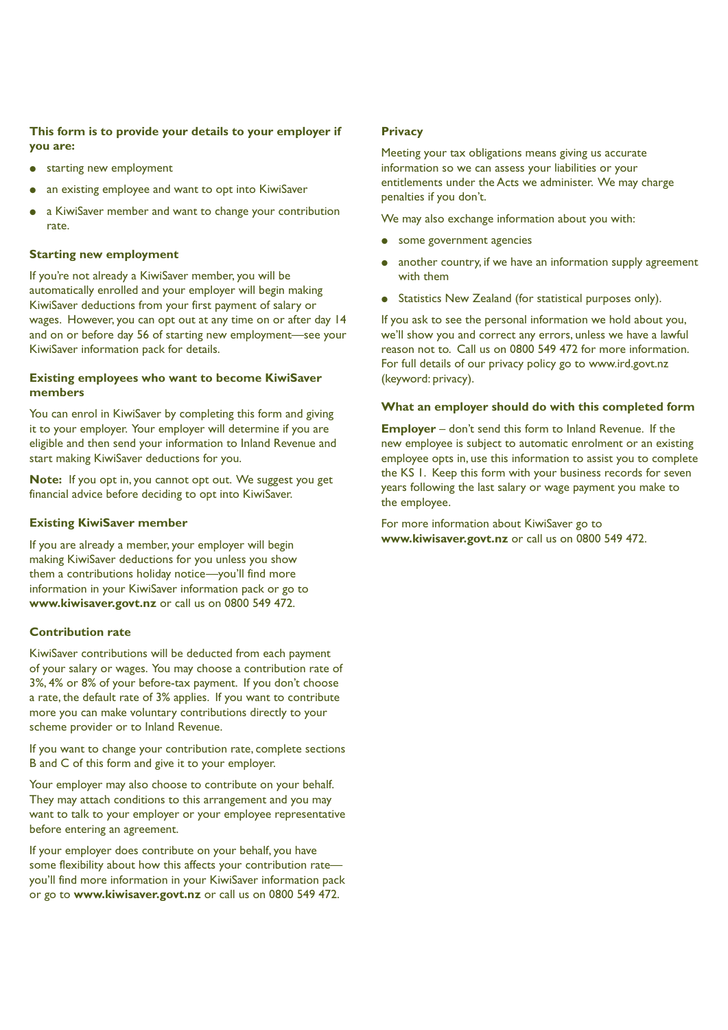**This form is to provide your details to your employer if you are:**

- starting new employment
- an existing employee and want to opt into KiwiSaver
- a KiwiSaver member and want to change your contribution rate.

**Starting new employment**

If you're not already a KiwiSaver member, you will be automatically enrolled and your employer will begin making KiwiSaver deductions from your first payment of salary or wages. However, you can opt out at any time on or after day 14 and on or before day 56 of starting new employment—see your KiwiSaver information pack for details.

**Existing employees who want to become KiwiSaver members**

You can enrol in KiwiSaver by completing this form and giving it to your employer. Your employer will determine if you are eligible and then send your information to Inland Revenue and start making KiwiSaver deductions for you.

**Note:** If you opt in, you cannot opt out. We suggest you get financial advice before deciding to opt into KiwiSaver.

**Existing KiwiSaver member**

If you are already a member, your employer will begin making KiwiSaver deductions for you unless you show them a contributions holiday notice—you'll find more information in your KiwiSaver information pack or go to **www.kiwisaver.govt.nz** or call us on 0800 549 472.

**Contribution rate**

KiwiSaver contributions will be deducted from each payment of your salary or wages. You may choose a contribution rate of 3%, 4% or 8% of your before-tax payment. If you don't choose a rate, the default rate of 3% applies. If you want to contribute more you can make voluntary contributions directly to your scheme provider or to Inland Revenue.

If you want to change your contribution rate, complete sections B and C of this form and give it to your employer.

Your employer may also choose to contribute on your behalf. They may attach conditions to this arrangement and you may want to talk to your employer or your employee representative before entering an agreement.

If your employer does contribute on your behalf, you have some flexibility about how this affects your contribution rate—you'll find more information in your KiwiSaver information pack or go to **www.kiwisaver.govt.nz** or call us on 0800 549 472.

**Privacy**

Meeting your tax obligations means giving us accurate information so we can assess your liabilities or your entitlements under the Acts we administer. We may charge penalties if you don't.

We may also exchange information about you with:

- some government agencies
- another country, if we have an information supply agreement with them
- Statistics New Zealand (for statistical purposes only).

If you ask to see the personal information we hold about you, we'll show you and correct any errors, unless we have a lawful reason not to. Call us on 0800 549 472 for more information. For full details of our privacy policy go to www.ird.govt.nz (keyword: privacy).

**What an employer should do with this completed form**

**Employer** – don't send this form to Inland Revenue. If the new employee is subject to automatic enrolment or an existing employee opts in, use this information to assist you to complete the KS 1. Keep this form with your business records for seven years following the last salary or wage payment you make to the employee.

For more information about KiwiSaver go to **www.kiwisaver.govt.nz** or call us on 0800 549 472.